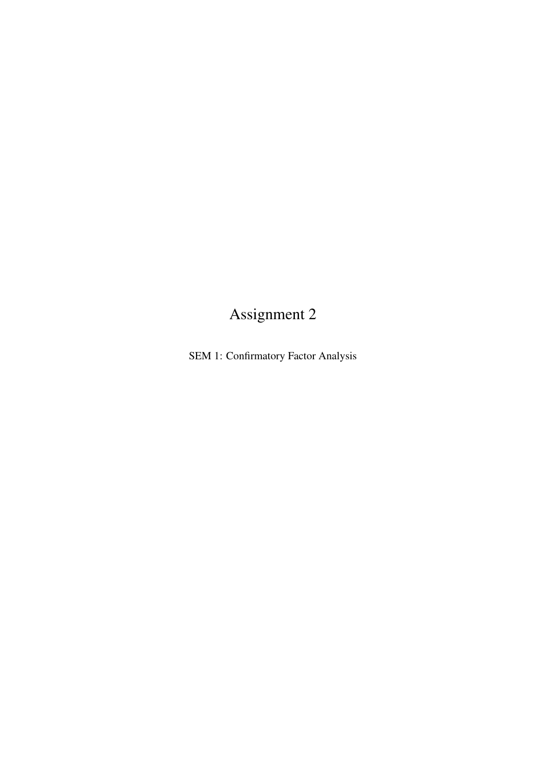# Assignment 2

SEM 1: Confirmatory Factor Analysis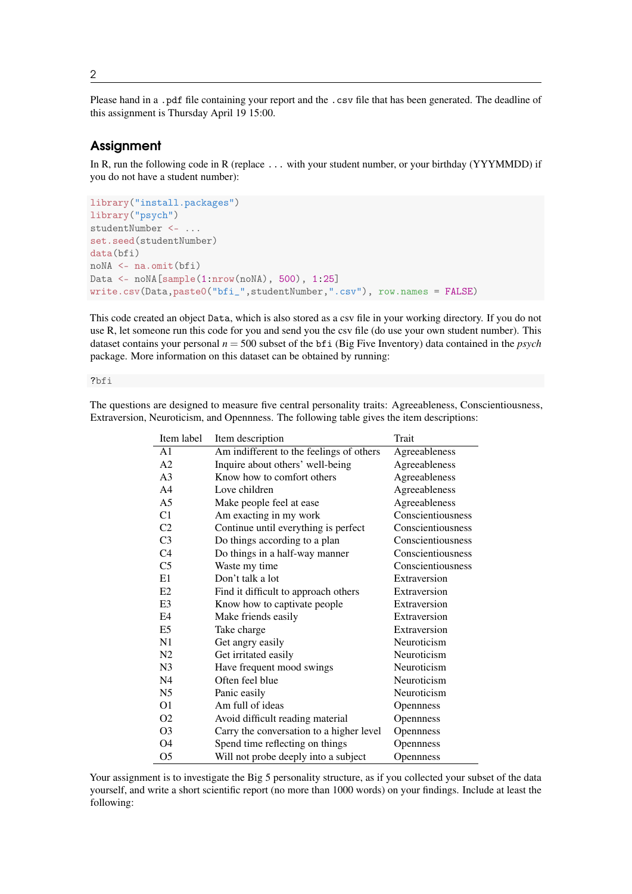Please hand in a `.pdf` file containing your report and the `.csv` file that has been generated. The deadline of this assignment is Thursday April 19 15:00.

## Assignment

In R, run the following code in R (replace `...` with your student number, or your birthday (YYYMMDD) if you do not have a student number):

```
library("install.packages")
library("psych")
studentNumber <- ...
set.seed(studentNumber)
data(bfi)
noNA <- na.omit(bfi)
Data <- noNA[sample(1:nrow(noNA), 500), 1:25]
write.csv(Data,paste0("bfi_",studentNumber,".csv"), row.names = FALSE)
```

This code created an object `Data`, which is also stored as a csv file in your working directory. If you do not use R, let someone run this code for you and send you the csv file (do use your own student number). This dataset contains your personal $n = 500$ subset of the `bfi` (Big Five Inventory) data contained in the *psych* package. More information on this dataset can be obtained by running:

```
?bfi
```

The questions are designed to measure five central personality traits: Agreeableness, Conscientiousness, Extraversion, Neuroticism, and Opennness. The following table gives the item descriptions:

| Item label | Item description | Trait |
|---|---|---|
| A1 | Am indifferent to the feelings of others | Agreeableness |
| A2 | Inquire about others' well-being | Agreeableness |
| A3 | Know how to comfort others | Agreeableness |
| A4 | Love children | Agreeableness |
| A5 | Make people feel at ease | Agreeableness |
| C1 | Am exacting in my work | Conscientiousness |
| C2 | Continue until everything is perfect | Conscientiousness |
| C3 | Do things according to a plan | Conscientiousness |
| C4 | Do things in a half-way manner | Conscientiousness |
| C5 | Waste my time | Conscientiousness |
| E1 | Don't talk a lot | Extraversion |
| E2 | Find it difficult to approach others | Extraversion |
| E3 | Know how to captivate people | Extraversion |
| E4 | Make friends easily | Extraversion |
| E5 | Take charge | Extraversion |
| N1 | Get angry easily | Neuroticism |
| N2 | Get irritated easily | Neuroticism |
| N3 | Have frequent mood swings | Neuroticism |
| N4 | Often feel blue | Neuroticism |
| N5 | Panic easily | Neuroticism |
| O1 | Am full of ideas | Opennness |
| O2 | Avoid difficult reading material | Opennness |
| O3 | Carry the conversation to a higher level | Opennness |
| O4 | Spend time reflecting on things | Opennness |
| O5 | Will not probe deeply into a subject | Opennness |

Your assignment is to investigate the Big 5 personality structure, as if you collected your subset of the data yourself, and write a short scientific report (no more than 1000 words) on your findings. Include at least the following: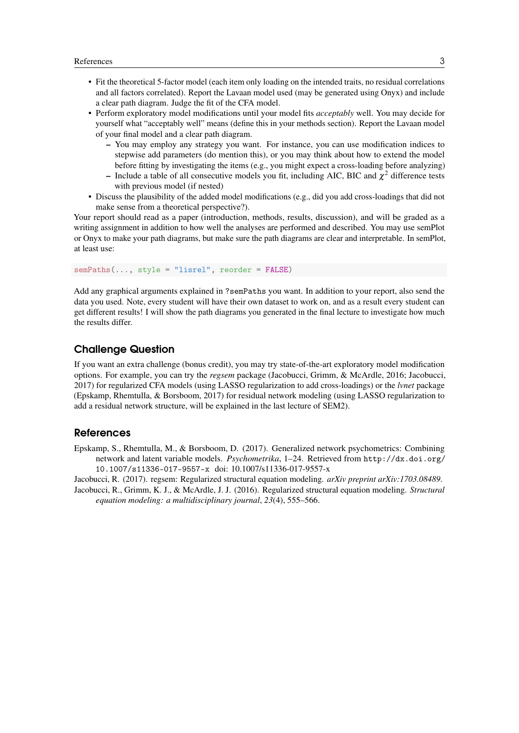- Fit the theoretical 5-factor model (each item only loading on the intended traits, no residual correlations and all factors correlated). Report the Lavaan model used (may be generated using Onyx) and include a clear path diagram. Judge the fit of the CFA model.
- Perform exploratory model modifications until your model fits *acceptably* well. You may decide for yourself what "acceptably well" means (define this in your methods section). Report the Lavaan model of your final model and a clear path diagram.
  - You may employ any strategy you want. For instance, you can use modification indices to stepwise add parameters (do mention this), or you may think about how to extend the model before fitting by investigating the items (e.g., you might expect a cross-loading before analyzing)
  - Include a table of all consecutive models you fit, including AIC, BIC and $\chi^2$ difference tests with previous model (if nested)
- Discuss the plausibility of the added model modifications (e.g., did you add cross-loadings that did not make sense from a theoretical perspective?).

Your report should read as a paper (introduction, methods, results, discussion), and will be graded as a writing assignment in addition to how well the analyses are performed and described. You may use semPlot or Onyx to make your path diagrams, but make sure the path diagrams are clear and interpretable. In semPlot, at least use:

```
semPaths(..., style = "lisrel", reorder = FALSE)
```

Add any graphical arguments explained in `?semPaths` you want. In addition to your report, also send the data you used. Note, every student will have their own dataset to work on, and as a result every student can get different results! I will show the path diagrams you generated in the final lecture to investigate how much the results differ.

## Challenge Question

If you want an extra challenge (bonus credit), you may try state-of-the-art exploratory model modification options. For example, you can try the *regsem* package (Jacobucci, Grimm, & McArdle, 2016; Jacobucci, 2017) for regularized CFA models (using LASSO regularization to add cross-loadings) or the *lvnet* package (Epskamp, Rhemtulla, & Borsboom, 2017) for residual network modeling (using LASSO regularization to add a residual network structure, will be explained in the last lecture of SEM2).

## References

Epskamp, S., Rhemtulla, M., & Borsboom, D. (2017). Generalized network psychometrics: Combining network and latent variable models. *Psychometrika*, 1–24. Retrieved from `http://dx.doi.org/10.1007/s11336-017-9557-x` doi: 10.1007/s11336-017-9557-x

Jacobucci, R. (2017). regsem: Regularized structural equation modeling. *arXiv preprint arXiv:1703.08489*.

Jacobucci, R., Grimm, K. J., & McArdle, J. J. (2016). Regularized structural equation modeling. *Structural equation modeling: a multidisciplinary journal*, *23*(4), 555–566.